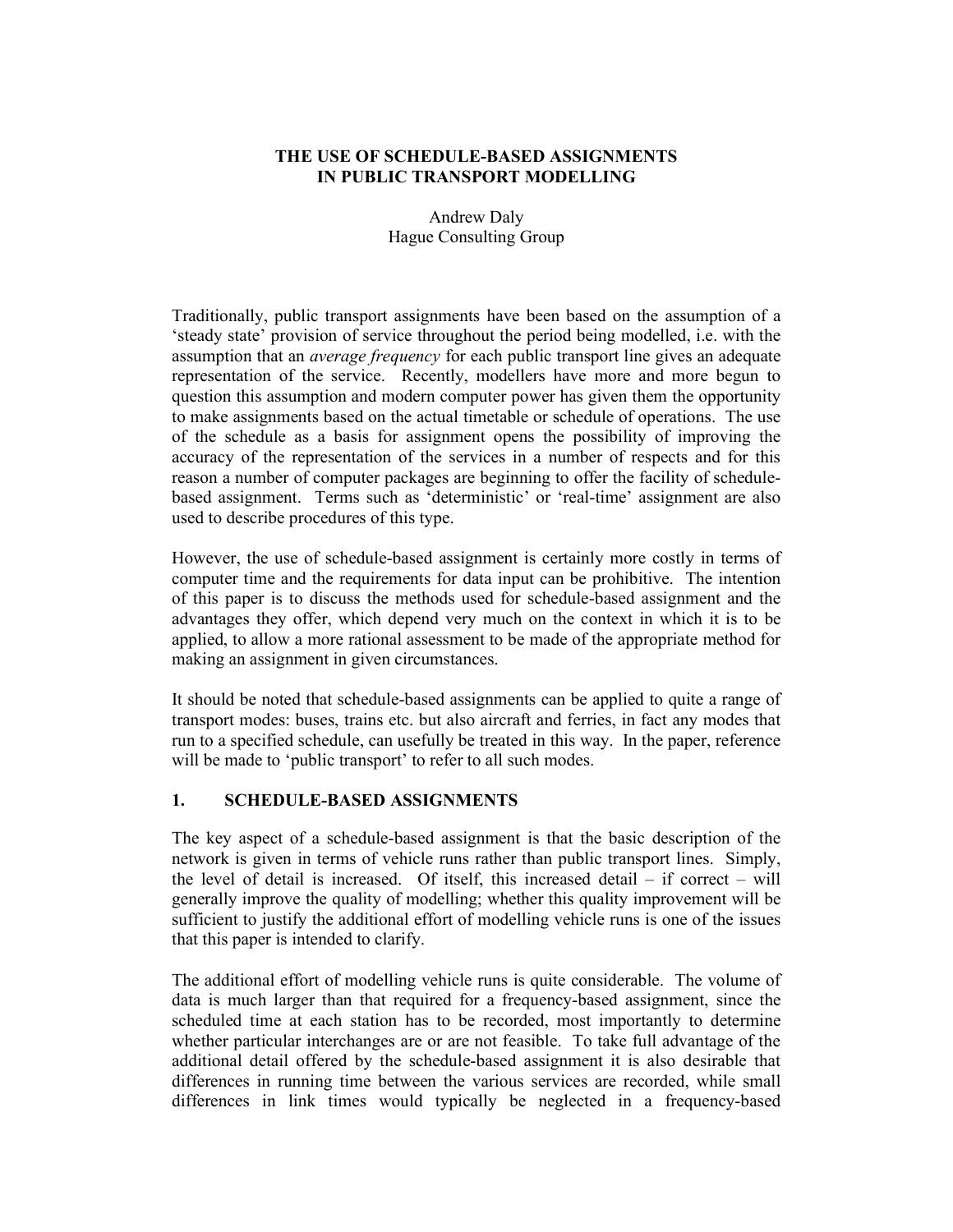# THE USE OF SCHEDULE-BASED ASSIGNMENTS IN PUBLIC TRANSPORT MODELLING

Andrew Daly
Hague Consulting Group

Traditionally, public transport assignments have been based on the assumption of a 'steady state' provision of service throughout the period being modelled, i.e. with the assumption that an *average frequency* for each public transport line gives an adequate representation of the service. Recently, modellers have more and more begun to question this assumption and modern computer power has given them the opportunity to make assignments based on the actual timetable or schedule of operations. The use of the schedule as a basis for assignment opens the possibility of improving the accuracy of the representation of the services in a number of respects and for this reason a number of computer packages are beginning to offer the facility of schedule-based assignment. Terms such as 'deterministic' or 'real-time' assignment are also used to describe procedures of this type.

However, the use of schedule-based assignment is certainly more costly in terms of computer time and the requirements for data input can be prohibitive. The intention of this paper is to discuss the methods used for schedule-based assignment and the advantages they offer, which depend very much on the context in which it is to be applied, to allow a more rational assessment to be made of the appropriate method for making an assignment in given circumstances.

It should be noted that schedule-based assignments can be applied to quite a range of transport modes: buses, trains etc. but also aircraft and ferries, in fact any modes that run to a specified schedule, can usefully be treated in this way. In the paper, reference will be made to 'public transport' to refer to all such modes.

## 1. SCHEDULE-BASED ASSIGNMENTS

The key aspect of a schedule-based assignment is that the basic description of the network is given in terms of vehicle runs rather than public transport lines. Simply, the level of detail is increased. Of itself, this increased detail – if correct – will generally improve the quality of modelling; whether this quality improvement will be sufficient to justify the additional effort of modelling vehicle runs is one of the issues that this paper is intended to clarify.

The additional effort of modelling vehicle runs is quite considerable. The volume of data is much larger than that required for a frequency-based assignment, since the scheduled time at each station has to be recorded, most importantly to determine whether particular interchanges are or are not feasible. To take full advantage of the additional detail offered by the schedule-based assignment it is also desirable that differences in running time between the various services are recorded, while small differences in link times would typically be neglected in a frequency-based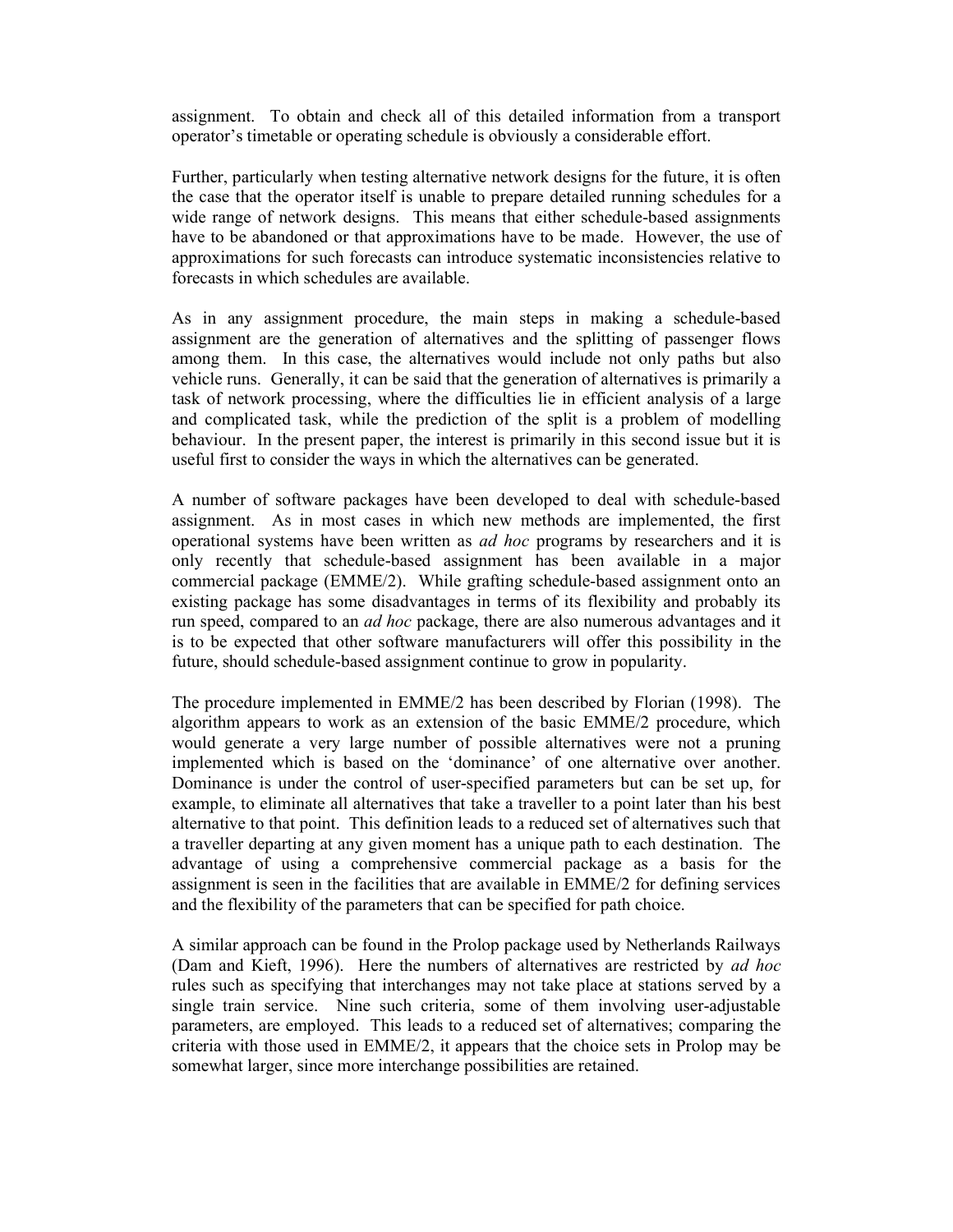assignment. To obtain and check all of this detailed information from a transport operator's timetable or operating schedule is obviously a considerable effort.

Further, particularly when testing alternative network designs for the future, it is often the case that the operator itself is unable to prepare detailed running schedules for a wide range of network designs. This means that either schedule-based assignments have to be abandoned or that approximations have to be made. However, the use of approximations for such forecasts can introduce systematic inconsistencies relative to forecasts in which schedules are available.

As in any assignment procedure, the main steps in making a schedule-based assignment are the generation of alternatives and the splitting of passenger flows among them. In this case, the alternatives would include not only paths but also vehicle runs. Generally, it can be said that the generation of alternatives is primarily a task of network processing, where the difficulties lie in efficient analysis of a large and complicated task, while the prediction of the split is a problem of modelling behaviour. In the present paper, the interest is primarily in this second issue but it is useful first to consider the ways in which the alternatives can be generated.

A number of software packages have been developed to deal with schedule-based assignment. As in most cases in which new methods are implemented, the first operational systems have been written as *ad hoc* programs by researchers and it is only recently that schedule-based assignment has been available in a major commercial package (EMME/2). While grafting schedule-based assignment onto an existing package has some disadvantages in terms of its flexibility and probably its run speed, compared to an *ad hoc* package, there are also numerous advantages and it is to be expected that other software manufacturers will offer this possibility in the future, should schedule-based assignment continue to grow in popularity.

The procedure implemented in EMME/2 has been described by Florian (1998). The algorithm appears to work as an extension of the basic EMME/2 procedure, which would generate a very large number of possible alternatives were not a pruning implemented which is based on the 'dominance' of one alternative over another. Dominance is under the control of user-specified parameters but can be set up, for example, to eliminate all alternatives that take a traveller to a point later than his best alternative to that point. This definition leads to a reduced set of alternatives such that a traveller departing at any given moment has a unique path to each destination. The advantage of using a comprehensive commercial package as a basis for the assignment is seen in the facilities that are available in EMME/2 for defining services and the flexibility of the parameters that can be specified for path choice.

A similar approach can be found in the Prolop package used by Netherlands Railways (Dam and Kieft, 1996). Here the numbers of alternatives are restricted by *ad hoc* rules such as specifying that interchanges may not take place at stations served by a single train service. Nine such criteria, some of them involving user-adjustable parameters, are employed. This leads to a reduced set of alternatives; comparing the criteria with those used in EMME/2, it appears that the choice sets in Prolop may be somewhat larger, since more interchange possibilities are retained.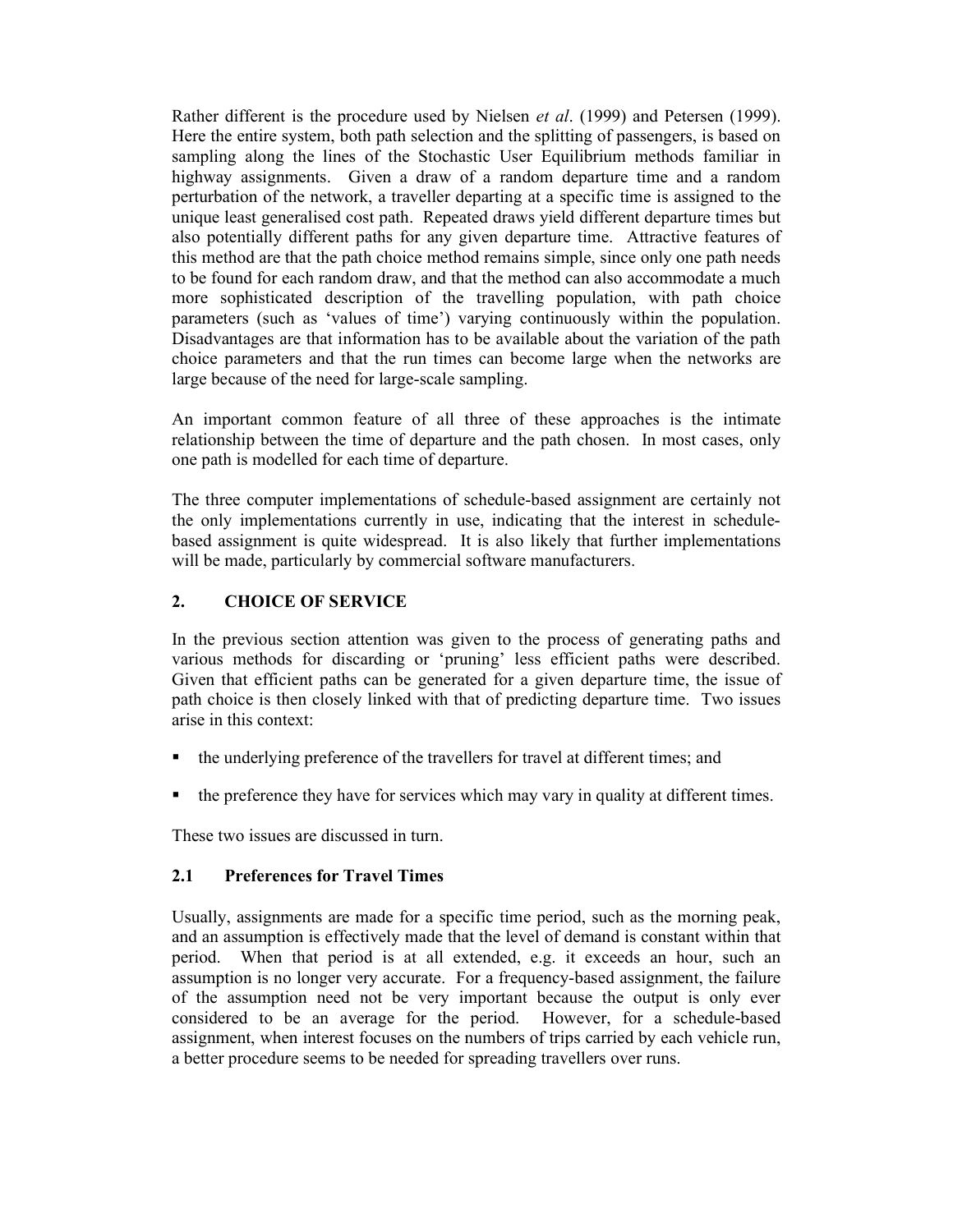Rather different is the procedure used by Nielsen *et al*. (1999) and Petersen (1999). Here the entire system, both path selection and the splitting of passengers, is based on sampling along the lines of the Stochastic User Equilibrium methods familiar in highway assignments. Given a draw of a random departure time and a random perturbation of the network, a traveller departing at a specific time is assigned to the unique least generalised cost path. Repeated draws yield different departure times but also potentially different paths for any given departure time. Attractive features of this method are that the path choice method remains simple, since only one path needs to be found for each random draw, and that the method can also accommodate a much more sophisticated description of the travelling population, with path choice parameters (such as 'values of time') varying continuously within the population. Disadvantages are that information has to be available about the variation of the path choice parameters and that the run times can become large when the networks are large because of the need for large-scale sampling.

An important common feature of all three of these approaches is the intimate relationship between the time of departure and the path chosen. In most cases, only one path is modelled for each time of departure.

The three computer implementations of schedule-based assignment are certainly not the only implementations currently in use, indicating that the interest in schedule-based assignment is quite widespread. It is also likely that further implementations will be made, particularly by commercial software manufacturers.

## 2. CHOICE OF SERVICE

In the previous section attention was given to the process of generating paths and various methods for discarding or 'pruning' less efficient paths were described. Given that efficient paths can be generated for a given departure time, the issue of path choice is then closely linked with that of predicting departure time. Two issues arise in this context:

- the underlying preference of the travellers for travel at different times; and
- the preference they have for services which may vary in quality at different times.

These two issues are discussed in turn.

### 2.1 Preferences for Travel Times

Usually, assignments are made for a specific time period, such as the morning peak, and an assumption is effectively made that the level of demand is constant within that period. When that period is at all extended, e.g. it exceeds an hour, such an assumption is no longer very accurate. For a frequency-based assignment, the failure of the assumption need not be very important because the output is only ever considered to be an average for the period. However, for a schedule-based assignment, when interest focuses on the numbers of trips carried by each vehicle run, a better procedure seems to be needed for spreading travellers over runs.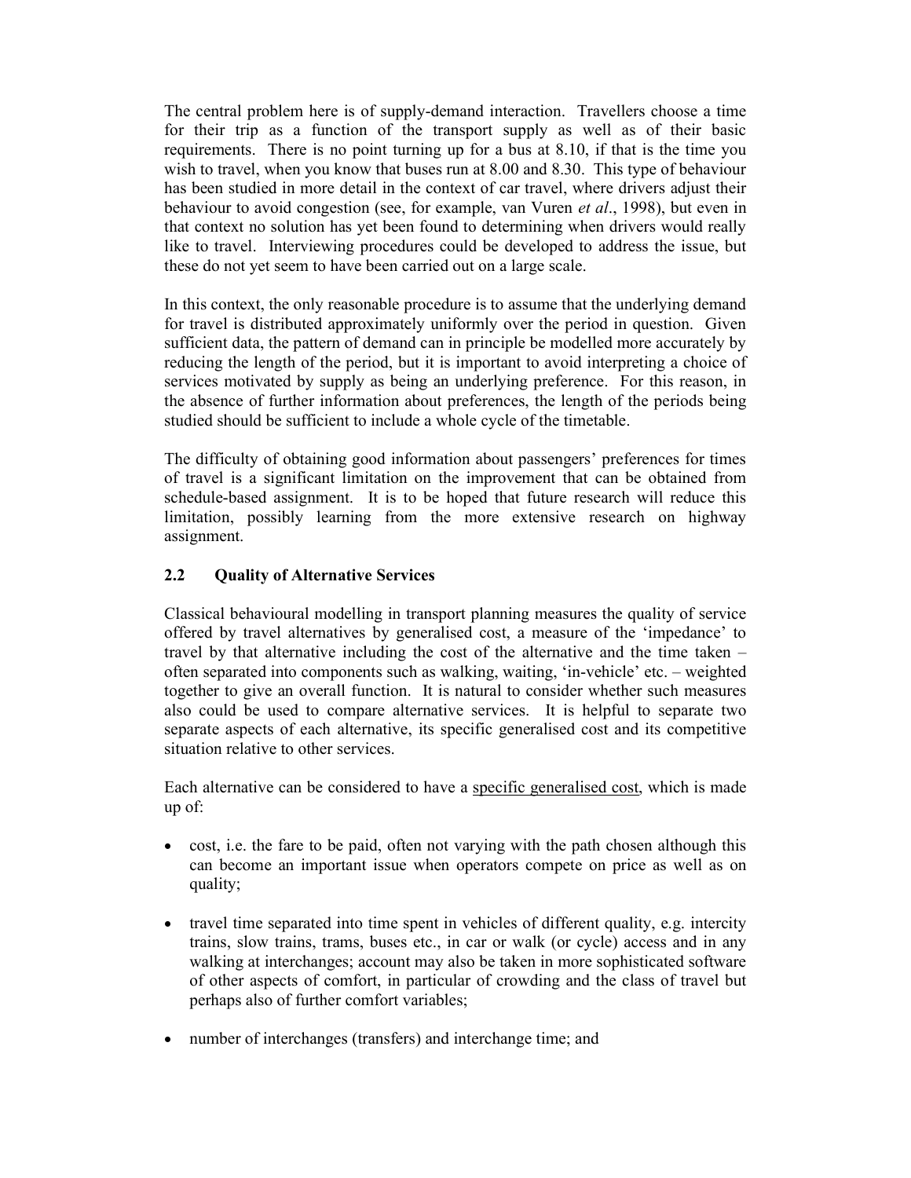The central problem here is of supply-demand interaction. Travellers choose a time for their trip as a function of the transport supply as well as of their basic requirements. There is no point turning up for a bus at 8.10, if that is the time you wish to travel, when you know that buses run at 8.00 and 8.30. This type of behaviour has been studied in more detail in the context of car travel, where drivers adjust their behaviour to avoid congestion (see, for example, van Vuren *et al*., 1998), but even in that context no solution has yet been found to determining when drivers would really like to travel. Interviewing procedures could be developed to address the issue, but these do not yet seem to have been carried out on a large scale.

In this context, the only reasonable procedure is to assume that the underlying demand for travel is distributed approximately uniformly over the period in question. Given sufficient data, the pattern of demand can in principle be modelled more accurately by reducing the length of the period, but it is important to avoid interpreting a choice of services motivated by supply as being an underlying preference. For this reason, in the absence of further information about preferences, the length of the periods being studied should be sufficient to include a whole cycle of the timetable.

The difficulty of obtaining good information about passengers' preferences for times of travel is a significant limitation on the improvement that can be obtained from schedule-based assignment. It is to be hoped that future research will reduce this limitation, possibly learning from the more extensive research on highway assignment.

## 2.2 Quality of Alternative Services

Classical behavioural modelling in transport planning measures the quality of service offered by travel alternatives by generalised cost, a measure of the 'impedance' to travel by that alternative including the cost of the alternative and the time taken – often separated into components such as walking, waiting, 'in-vehicle' etc. – weighted together to give an overall function. It is natural to consider whether such measures also could be used to compare alternative services. It is helpful to separate two separate aspects of each alternative, its specific generalised cost and its competitive situation relative to other services.

Each alternative can be considered to have a <u>specific generalised cost</u>, which is made up of:

- cost, i.e. the fare to be paid, often not varying with the path chosen although this can become an important issue when operators compete on price as well as on quality;
- travel time separated into time spent in vehicles of different quality, e.g. intercity trains, slow trains, trams, buses etc., in car or walk (or cycle) access and in any walking at interchanges; account may also be taken in more sophisticated software of other aspects of comfort, in particular of crowding and the class of travel but perhaps also of further comfort variables;
- number of interchanges (transfers) and interchange time; and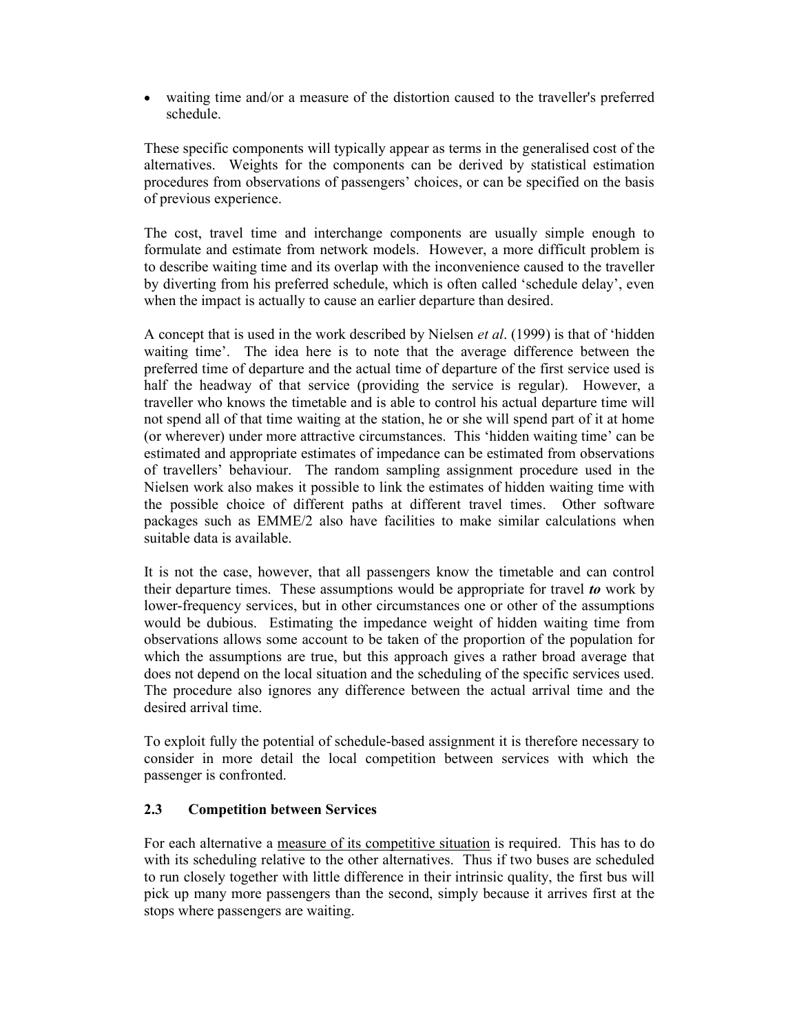- waiting time and/or a measure of the distortion caused to the traveller's preferred schedule.

These specific components will typically appear as terms in the generalised cost of the alternatives. Weights for the components can be derived by statistical estimation procedures from observations of passengers' choices, or can be specified on the basis of previous experience.

The cost, travel time and interchange components are usually simple enough to formulate and estimate from network models. However, a more difficult problem is to describe waiting time and its overlap with the inconvenience caused to the traveller by diverting from his preferred schedule, which is often called 'schedule delay', even when the impact is actually to cause an earlier departure than desired.

A concept that is used in the work described by Nielsen *et al*. (1999) is that of 'hidden waiting time'. The idea here is to note that the average difference between the preferred time of departure and the actual time of departure of the first service used is half the headway of that service (providing the service is regular). However, a traveller who knows the timetable and is able to control his actual departure time will not spend all of that time waiting at the station, he or she will spend part of it at home (or wherever) under more attractive circumstances. This 'hidden waiting time' can be estimated and appropriate estimates of impedance can be estimated from observations of travellers' behaviour. The random sampling assignment procedure used in the Nielsen work also makes it possible to link the estimates of hidden waiting time with the possible choice of different paths at different travel times. Other software packages such as EMME/2 also have facilities to make similar calculations when suitable data is available.

It is not the case, however, that all passengers know the timetable and can control their departure times. These assumptions would be appropriate for travel ***to*** work by lower-frequency services, but in other circumstances one or other of the assumptions would be dubious. Estimating the impedance weight of hidden waiting time from observations allows some account to be taken of the proportion of the population for which the assumptions are true, but this approach gives a rather broad average that does not depend on the local situation and the scheduling of the specific services used. The procedure also ignores any difference between the actual arrival time and the desired arrival time.

To exploit fully the potential of schedule-based assignment it is therefore necessary to consider in more detail the local competition between services with which the passenger is confronted.

### 2.3 Competition between Services

For each alternative a measure of its competitive situation is required. This has to do with its scheduling relative to the other alternatives. Thus if two buses are scheduled to run closely together with little difference in their intrinsic quality, the first bus will pick up many more passengers than the second, simply because it arrives first at the stops where passengers are waiting.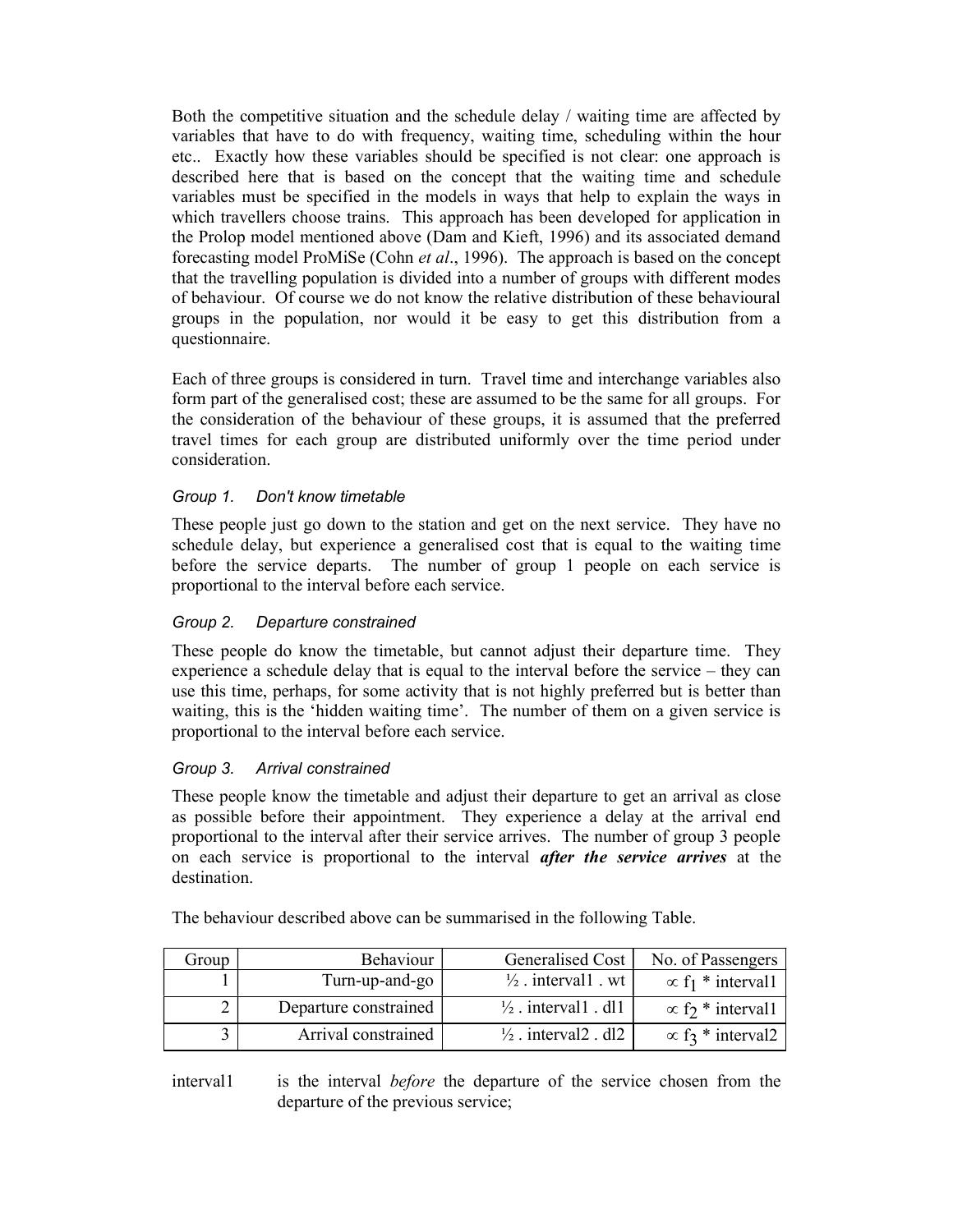Both the competitive situation and the schedule delay / waiting time are affected by variables that have to do with frequency, waiting time, scheduling within the hour etc.. Exactly how these variables should be specified is not clear: one approach is described here that is based on the concept that the waiting time and schedule variables must be specified in the models in ways that help to explain the ways in which travellers choose trains. This approach has been developed for application in the Prolop model mentioned above (Dam and Kieft, 1996) and its associated demand forecasting model ProMiSe (Cohn *et al*., 1996). The approach is based on the concept that the travelling population is divided into a number of groups with different modes of behaviour. Of course we do not know the relative distribution of these behavioural groups in the population, nor would it be easy to get this distribution from a questionnaire.

Each of three groups is considered in turn. Travel time and interchange variables also form part of the generalised cost; these are assumed to be the same for all groups. For the consideration of the behaviour of these groups, it is assumed that the preferred travel times for each group are distributed uniformly over the time period under consideration.

*Group 1. Don't know timetable*

These people just go down to the station and get on the next service. They have no schedule delay, but experience a generalised cost that is equal to the waiting time before the service departs. The number of group 1 people on each service is proportional to the interval before each service.

*Group 2. Departure constrained*

These people do know the timetable, but cannot adjust their departure time. They experience a schedule delay that is equal to the interval before the service – they can use this time, perhaps, for some activity that is not highly preferred but is better than waiting, this is the 'hidden waiting time'. The number of them on a given service is proportional to the interval before each service.

*Group 3. Arrival constrained*

These people know the timetable and adjust their departure to get an arrival as close as possible before their appointment. They experience a delay at the arrival end proportional to the interval after their service arrives. The number of group 3 people on each service is proportional to the interval ***after the service arrives*** at the destination.

The behaviour described above can be summarised in the following Table.

| Group | Behaviour | Generalised Cost | No. of Passengers |
|---|---|---|---|
| 1 | Turn-up-and-go | ½ . interval1 . wt | $\propto f_1$ * interval1 |
| 2 | Departure constrained | ½ . interval1 . dl1 | $\propto f_2$ * interval1 |
| 3 | Arrival constrained | ½ . interval2 . dl2 | $\propto f_3$ * interval2 |

interval1 is the interval *before* the departure of the service chosen from the departure of the previous service;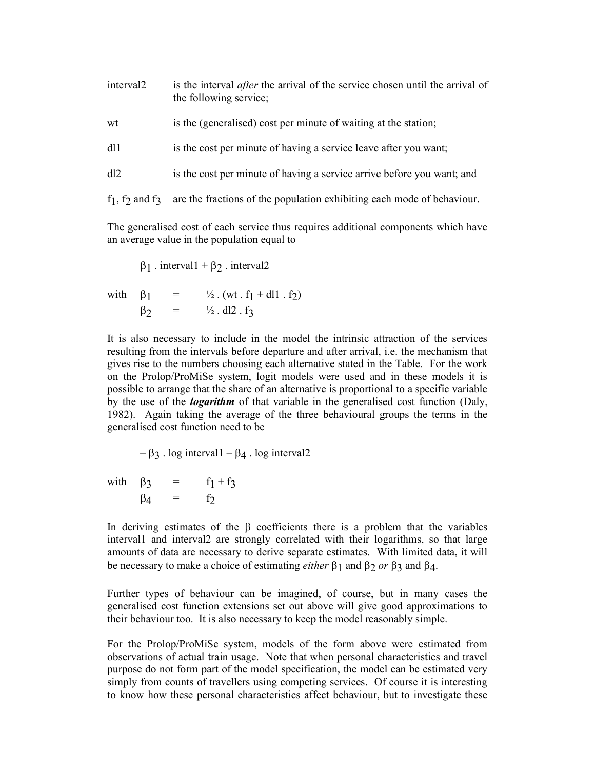| | |
|---|---|
| interval2 | is the interval *after* the arrival of the service chosen until the arrival of the following service; |
| wt | is the (generalised) cost per minute of waiting at the station; |
| dl1 | is the cost per minute of having a service leave after you want; |
| dl2 | is the cost per minute of having a service arrive before you want; and |
| $f_1$, $f_2$ and $f_3$ | are the fractions of the population exhibiting each mode of behaviour. |

The generalised cost of each service thus requires additional components which have an average value in the population equal to

$$\beta_1 \,.\, \text{interval1} + \beta_2 \,.\, \text{interval2}$$

with

$$\beta_1 = \tfrac{1}{2} \,.\, (\text{wt} \,.\, f_1 + \text{dl1} \,.\, f_2)$$

$$\beta_2 = \tfrac{1}{2} \,.\, \text{dl2} \,.\, f_3$$

It is also necessary to include in the model the intrinsic attraction of the services resulting from the intervals before departure and after arrival, i.e. the mechanism that gives rise to the numbers choosing each alternative stated in the Table. For the work on the Prolop/ProMiSe system, logit models were used and in these models it is possible to arrange that the share of an alternative is proportional to a specific variable by the use of the ***logarithm*** of that variable in the generalised cost function (Daly, 1982). Again taking the average of the three behavioural groups the terms in the generalised cost function need to be

$$-\beta_3 \,.\, \log \text{interval1} - \beta_4 \,.\, \log \text{interval2}$$

with

$$\beta_3 = f_1 + f_3$$

$$\beta_4 = f_2$$

In deriving estimates of the β coefficients there is a problem that the variables interval1 and interval2 are strongly correlated with their logarithms, so that large amounts of data are necessary to derive separate estimates. With limited data, it will be necessary to make a choice of estimating *either* $\beta_1$ and $\beta_2$ *or* $\beta_3$ and $\beta_4$.

Further types of behaviour can be imagined, of course, but in many cases the generalised cost function extensions set out above will give good approximations to their behaviour too. It is also necessary to keep the model reasonably simple.

For the Prolop/ProMiSe system, models of the form above were estimated from observations of actual train usage. Note that when personal characteristics and travel purpose do not form part of the model specification, the model can be estimated very simply from counts of travellers using competing services. Of course it is interesting to know how these personal characteristics affect behaviour, but to investigate these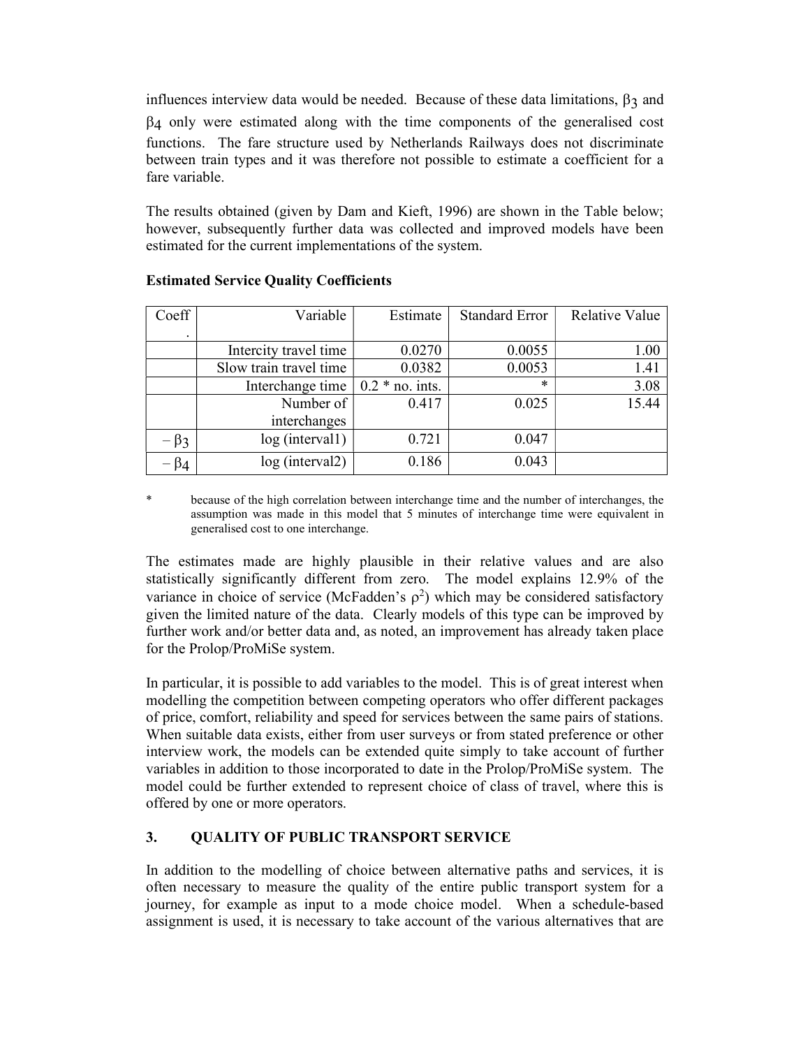influences interview data would be needed. Because of these data limitations, $\beta_3$ and $\beta_4$ only were estimated along with the time components of the generalised cost functions. The fare structure used by Netherlands Railways does not discriminate between train types and it was therefore not possible to estimate a coefficient for a fare variable.

The results obtained (given by Dam and Kieft, 1996) are shown in the Table below; however, subsequently further data was collected and improved models have been estimated for the current implementations of the system.

**Estimated Service Quality Coefficients**

| Coeff. | Variable | Estimate | Standard Error | Relative Value |
|---|---|---|---|---|
| | Intercity travel time | 0.0270 | 0.0055 | 1.00 |
| | Slow train travel time | 0.0382 | 0.0053 | 1.41 |
| | Interchange time | 0.2 * no. ints. | * | 3.08 |
| | Number of interchanges | 0.417 | 0.025 | 15.44 |
| $-\beta_3$ | log (interval1) | 0.721 | 0.047 | |
| $-\beta_4$ | log (interval2) | 0.186 | 0.043 | |

\* because of the high correlation between interchange time and the number of interchanges, the assumption was made in this model that 5 minutes of interchange time were equivalent in generalised cost to one interchange.

The estimates made are highly plausible in their relative values and are also statistically significantly different from zero. The model explains 12.9% of the variance in choice of service (McFadden's $\rho^2$) which may be considered satisfactory given the limited nature of the data. Clearly models of this type can be improved by further work and/or better data and, as noted, an improvement has already taken place for the Prolop/ProMiSe system.

In particular, it is possible to add variables to the model. This is of great interest when modelling the competition between competing operators who offer different packages of price, comfort, reliability and speed for services between the same pairs of stations. When suitable data exists, either from user surveys or from stated preference or other interview work, the models can be extended quite simply to take account of further variables in addition to those incorporated to date in the Prolop/ProMiSe system. The model could be further extended to represent choice of class of travel, where this is offered by one or more operators.

## 3. QUALITY OF PUBLIC TRANSPORT SERVICE

In addition to the modelling of choice between alternative paths and services, it is often necessary to measure the quality of the entire public transport system for a journey, for example as input to a mode choice model. When a schedule-based assignment is used, it is necessary to take account of the various alternatives that are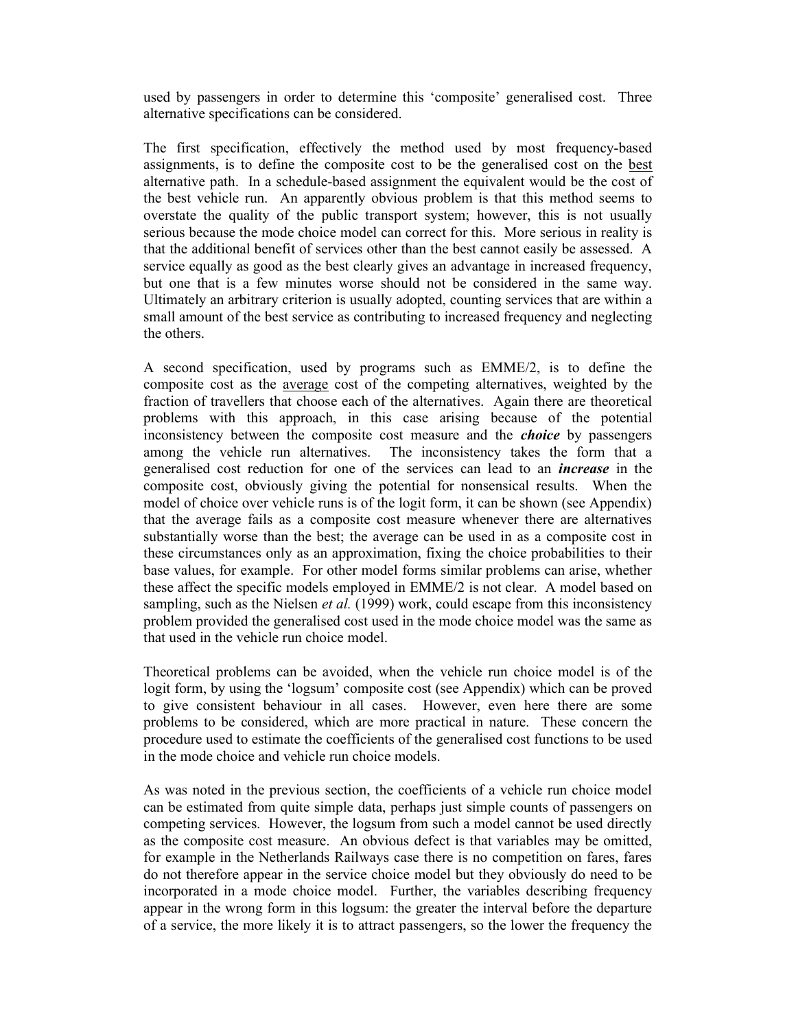used by passengers in order to determine this 'composite' generalised cost. Three alternative specifications can be considered.

The first specification, effectively the method used by most frequency-based assignments, is to define the composite cost to be the generalised cost on the <u>best</u> alternative path. In a schedule-based assignment the equivalent would be the cost of the best vehicle run. An apparently obvious problem is that this method seems to overstate the quality of the public transport system; however, this is not usually serious because the mode choice model can correct for this. More serious in reality is that the additional benefit of services other than the best cannot easily be assessed. A service equally as good as the best clearly gives an advantage in increased frequency, but one that is a few minutes worse should not be considered in the same way. Ultimately an arbitrary criterion is usually adopted, counting services that are within a small amount of the best service as contributing to increased frequency and neglecting the others.

A second specification, used by programs such as EMME/2, is to define the composite cost as the <u>average</u> cost of the competing alternatives, weighted by the fraction of travellers that choose each of the alternatives. Again there are theoretical problems with this approach, in this case arising because of the potential inconsistency between the composite cost measure and the ***choice*** by passengers among the vehicle run alternatives. The inconsistency takes the form that a generalised cost reduction for one of the services can lead to an ***increase*** in the composite cost, obviously giving the potential for nonsensical results. When the model of choice over vehicle runs is of the logit form, it can be shown (see Appendix) that the average fails as a composite cost measure whenever there are alternatives substantially worse than the best; the average can be used in as a composite cost in these circumstances only as an approximation, fixing the choice probabilities to their base values, for example. For other model forms similar problems can arise, whether these affect the specific models employed in EMME/2 is not clear. A model based on sampling, such as the Nielsen *et al.* (1999) work, could escape from this inconsistency problem provided the generalised cost used in the mode choice model was the same as that used in the vehicle run choice model.

Theoretical problems can be avoided, when the vehicle run choice model is of the logit form, by using the 'logsum' composite cost (see Appendix) which can be proved to give consistent behaviour in all cases. However, even here there are some problems to be considered, which are more practical in nature. These concern the procedure used to estimate the coefficients of the generalised cost functions to be used in the mode choice and vehicle run choice models.

As was noted in the previous section, the coefficients of a vehicle run choice model can be estimated from quite simple data, perhaps just simple counts of passengers on competing services. However, the logsum from such a model cannot be used directly as the composite cost measure. An obvious defect is that variables may be omitted, for example in the Netherlands Railways case there is no competition on fares, fares do not therefore appear in the service choice model but they obviously do need to be incorporated in a mode choice model. Further, the variables describing frequency appear in the wrong form in this logsum: the greater the interval before the departure of a service, the more likely it is to attract passengers, so the lower the frequency the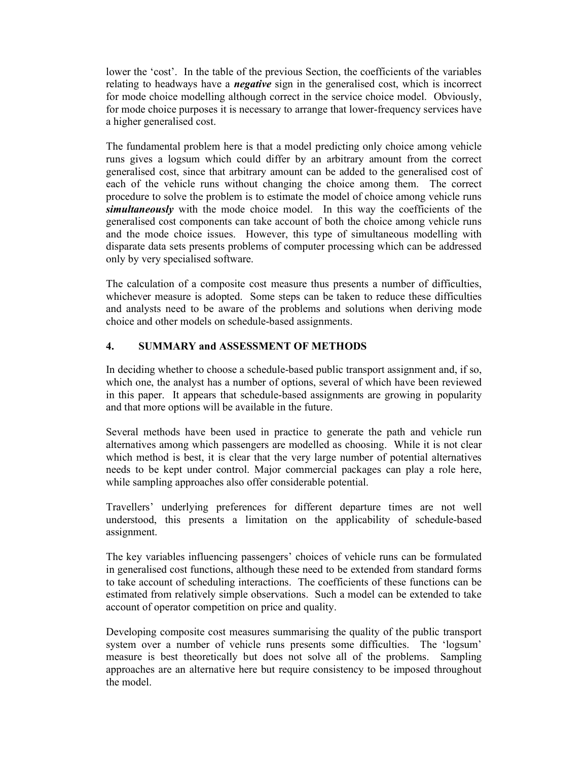lower the 'cost'. In the table of the previous Section, the coefficients of the variables relating to headways have a ***negative*** sign in the generalised cost, which is incorrect for mode choice modelling although correct in the service choice model. Obviously, for mode choice purposes it is necessary to arrange that lower-frequency services have a higher generalised cost.

The fundamental problem here is that a model predicting only choice among vehicle runs gives a logsum which could differ by an arbitrary amount from the correct generalised cost, since that arbitrary amount can be added to the generalised cost of each of the vehicle runs without changing the choice among them. The correct procedure to solve the problem is to estimate the model of choice among vehicle runs ***simultaneously*** with the mode choice model. In this way the coefficients of the generalised cost components can take account of both the choice among vehicle runs and the mode choice issues. However, this type of simultaneous modelling with disparate data sets presents problems of computer processing which can be addressed only by very specialised software.

The calculation of a composite cost measure thus presents a number of difficulties, whichever measure is adopted. Some steps can be taken to reduce these difficulties and analysts need to be aware of the problems and solutions when deriving mode choice and other models on schedule-based assignments.

## 4. SUMMARY and ASSESSMENT OF METHODS

In deciding whether to choose a schedule-based public transport assignment and, if so, which one, the analyst has a number of options, several of which have been reviewed in this paper. It appears that schedule-based assignments are growing in popularity and that more options will be available in the future.

Several methods have been used in practice to generate the path and vehicle run alternatives among which passengers are modelled as choosing. While it is not clear which method is best, it is clear that the very large number of potential alternatives needs to be kept under control. Major commercial packages can play a role here, while sampling approaches also offer considerable potential.

Travellers' underlying preferences for different departure times are not well understood, this presents a limitation on the applicability of schedule-based assignment.

The key variables influencing passengers' choices of vehicle runs can be formulated in generalised cost functions, although these need to be extended from standard forms to take account of scheduling interactions. The coefficients of these functions can be estimated from relatively simple observations. Such a model can be extended to take account of operator competition on price and quality.

Developing composite cost measures summarising the quality of the public transport system over a number of vehicle runs presents some difficulties. The 'logsum' measure is best theoretically but does not solve all of the problems. Sampling approaches are an alternative here but require consistency to be imposed throughout the model.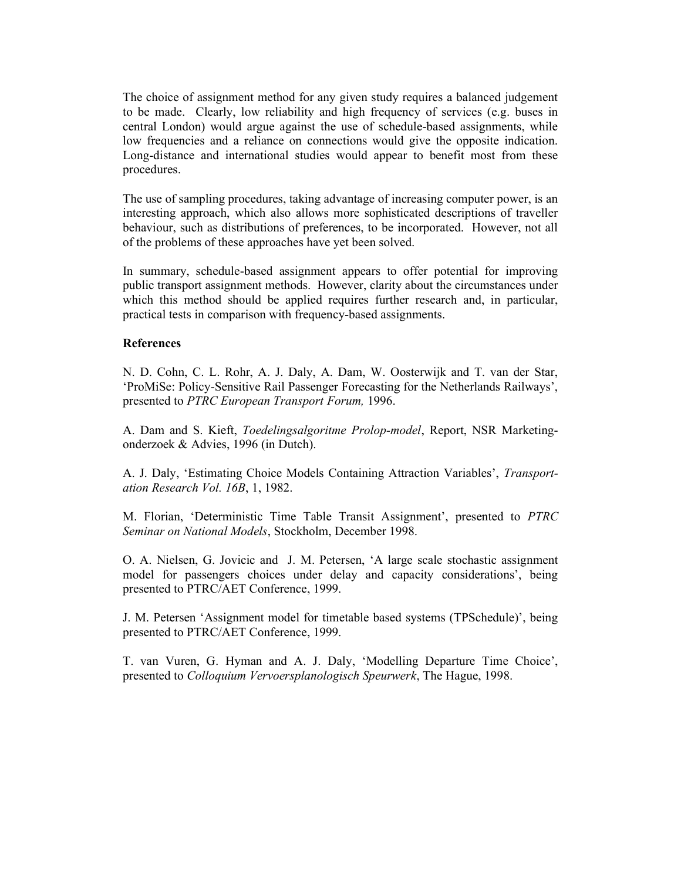The choice of assignment method for any given study requires a balanced judgement to be made. Clearly, low reliability and high frequency of services (e.g. buses in central London) would argue against the use of schedule-based assignments, while low frequencies and a reliance on connections would give the opposite indication. Long-distance and international studies would appear to benefit most from these procedures.

The use of sampling procedures, taking advantage of increasing computer power, is an interesting approach, which also allows more sophisticated descriptions of traveller behaviour, such as distributions of preferences, to be incorporated. However, not all of the problems of these approaches have yet been solved.

In summary, schedule-based assignment appears to offer potential for improving public transport assignment methods. However, clarity about the circumstances under which this method should be applied requires further research and, in particular, practical tests in comparison with frequency-based assignments.

**References**

N. D. Cohn, C. L. Rohr, A. J. Daly, A. Dam, W. Oosterwijk and T. van der Star, 'ProMiSe: Policy-Sensitive Rail Passenger Forecasting for the Netherlands Railways', presented to *PTRC European Transport Forum,* 1996.

A. Dam and S. Kieft, *Toedelingsalgoritme Prolop-model*, Report, NSR Marketing-onderzoek & Advies, 1996 (in Dutch).

A. J. Daly, 'Estimating Choice Models Containing Attraction Variables', *Transportation Research Vol. 16B*, 1, 1982.

M. Florian, 'Deterministic Time Table Transit Assignment', presented to *PTRC Seminar on National Models*, Stockholm, December 1998.

O. A. Nielsen, G. Jovicic and J. M. Petersen, 'A large scale stochastic assignment model for passengers choices under delay and capacity considerations', being presented to PTRC/AET Conference, 1999.

J. M. Petersen 'Assignment model for timetable based systems (TPSchedule)', being presented to PTRC/AET Conference, 1999.

T. van Vuren, G. Hyman and A. J. Daly, 'Modelling Departure Time Choice', presented to *Colloquium Vervoersplanologisch Speurwerk*, The Hague, 1998.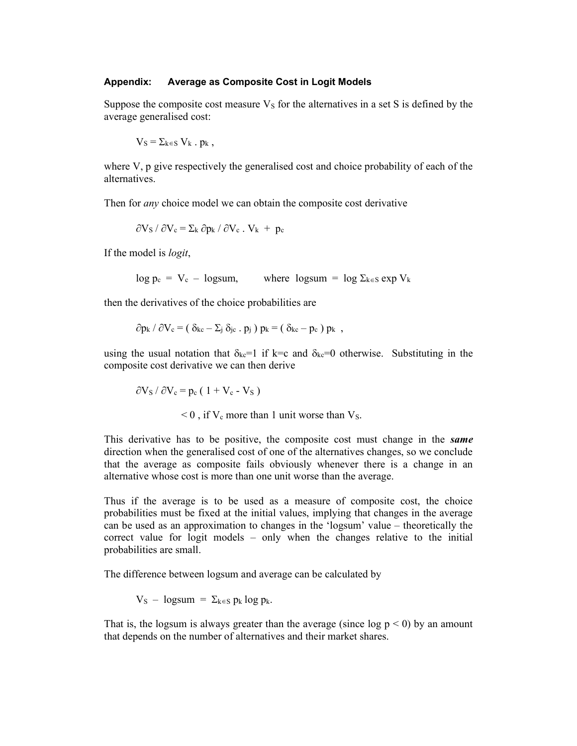## Appendix: Average as Composite Cost in Logit Models

Suppose the composite cost measure $V_S$ for the alternatives in a set S is defined by the average generalised cost:

$$V_S = \Sigma_{k \in S} V_k \,.\, p_k \,,$$

where V, p give respectively the generalised cost and choice probability of each of the alternatives.

Then for *any* choice model we can obtain the composite cost derivative

$$\partial V_S / \partial V_c = \Sigma_k \, \partial p_k / \partial V_c \,.\, V_k \; + \; p_c$$

If the model is *logit*,

$$\log p_c \; = \; V_c \; - \; \text{logsum}, \qquad \text{where logsum} \; = \; \log \Sigma_{k \in S} \exp V_k$$

then the derivatives of the choice probabilities are

$$\partial p_k / \partial V_c = ( \, \delta_{kc} - \Sigma_j \, \delta_{jc} \,.\, p_j \, ) \, p_k = ( \, \delta_{kc} - p_c \, ) \, p_k \;\; ,$$

using the usual notation that $\delta_{kc}=1$ if k=c and $\delta_{kc}=0$ otherwise. Substituting in the composite cost derivative we can then derive

$$\partial V_S / \partial V_c = p_c \, ( \, 1 + V_c - V_S \, )$$

$$< 0 \text{ , if } V_c \text{ more than 1 unit worse than } V_S.$$

This derivative has to be positive, the composite cost must change in the ***same*** direction when the generalised cost of one of the alternatives changes, so we conclude that the average as composite fails obviously whenever there is a change in an alternative whose cost is more than one unit worse than the average.

Thus if the average is to be used as a measure of composite cost, the choice probabilities must be fixed at the initial values, implying that changes in the average can be used as an approximation to changes in the 'logsum' value – theoretically the correct value for logit models – only when the changes relative to the initial probabilities are small.

The difference between logsum and average can be calculated by

$$V_S \; - \; \text{logsum} \; = \; \Sigma_{k \in S} \, p_k \log p_k.$$

That is, the logsum is always greater than the average (since $\log p < 0$) by an amount that depends on the number of alternatives and their market shares.